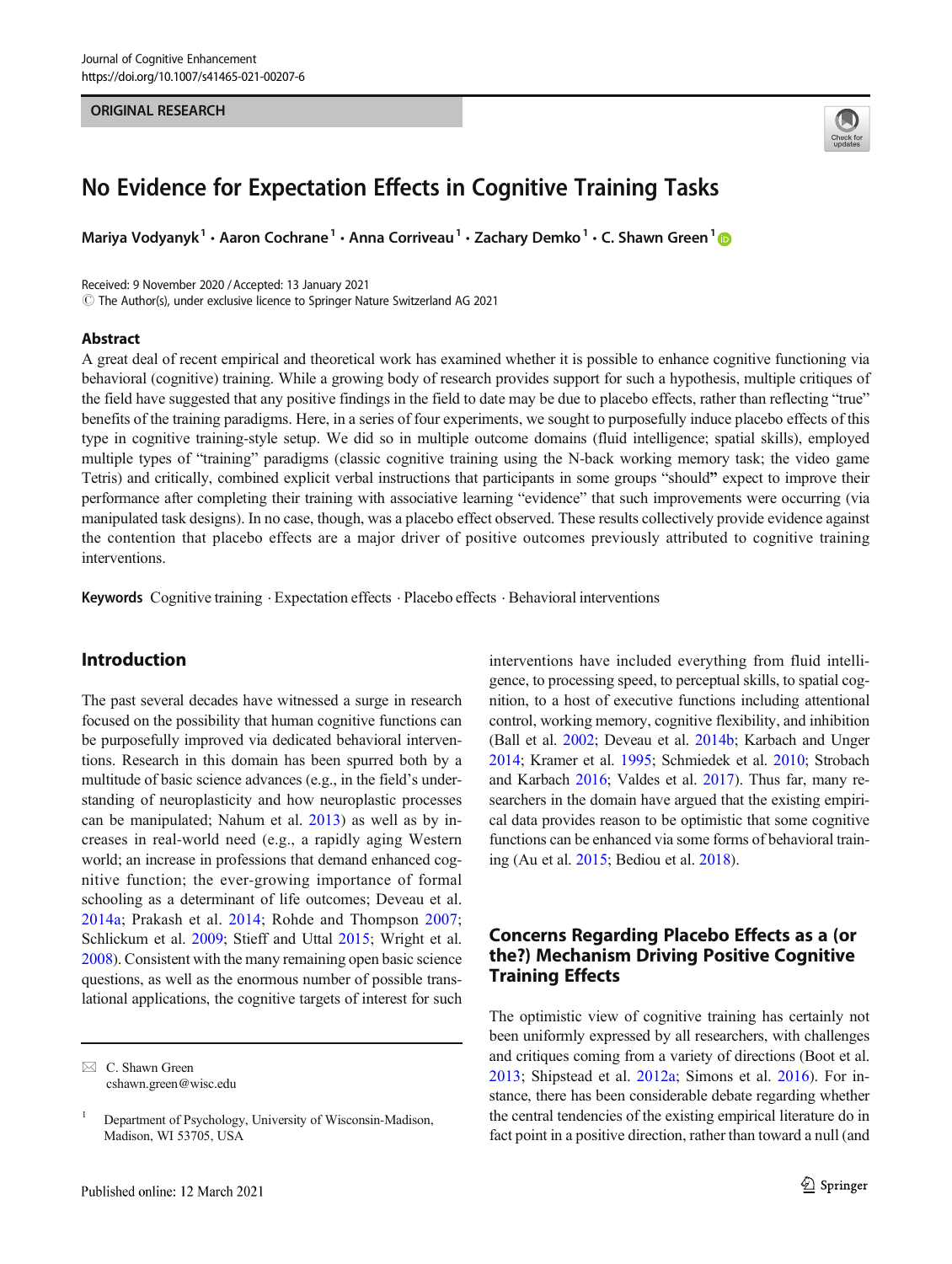ORIGINAL RESEARCH

# No Evidence for Expectation Effects in Cognitive Training Tasks

Mariya Vodyanyk[1] · Aaron Cochrane[1] · Anna Corriveau[1] · Zachary Demko[1] · C. Shawn Green[1]

Received: 9 November 2020 / Accepted: 13 January 2021
© The Author(s), under exclusive licence to Springer Nature Switzerland AG 2021

## Abstract

A great deal of recent empirical and theoretical work has examined whether it is possible to enhance cognitive functioning via behavioral (cognitive) training. While a growing body of research provides support for such a hypothesis, multiple critiques of the field have suggested that any positive findings in the field to date may be due to placebo effects, rather than reflecting "true" benefits of the training paradigms. Here, in a series of four experiments, we sought to purposefully induce placebo effects of this type in cognitive training-style setup. We did so in multiple outcome domains (fluid intelligence; spatial skills), employed multiple types of "training" paradigms (classic cognitive training using the N-back working memory task; the video game Tetris) and critically, combined explicit verbal instructions that participants in some groups "should" expect to improve their performance after completing their training with associative learning "evidence" that such improvements were occurring (via manipulated task designs). In no case, though, was a placebo effect observed. These results collectively provide evidence against the contention that placebo effects are a major driver of positive outcomes previously attributed to cognitive training interventions.

**Keywords** Cognitive training · Expectation effects · Placebo effects · Behavioral interventions

## Introduction

The past several decades have witnessed a surge in research focused on the possibility that human cognitive functions can be purposefully improved via dedicated behavioral interventions. Research in this domain has been spurred both by a multitude of basic science advances (e.g., in the field's understanding of neuroplasticity and how neuroplastic processes can be manipulated; Nahum et al. 2013) as well as by increases in real-world need (e.g., a rapidly aging Western world; an increase in professions that demand enhanced cognitive function; the ever-growing importance of formal schooling as a determinant of life outcomes; Deveau et al. 2014a; Prakash et al. 2014; Rohde and Thompson 2007; Schlickum et al. 2009; Stieff and Uttal 2015; Wright et al. 2008). Consistent with the many remaining open basic science questions, as well as the enormous number of possible translational applications, the cognitive targets of interest for such interventions have included everything from fluid intelligence, to processing speed, to perceptual skills, to spatial cognition, to a host of executive functions including attentional control, working memory, cognitive flexibility, and inhibition (Ball et al. 2002; Deveau et al. 2014b; Karbach and Unger 2014; Kramer et al. 1995; Schmiedek et al. 2010; Strobach and Karbach 2016; Valdes et al. 2017). Thus far, many researchers in the domain have argued that the existing empirical data provides reason to be optimistic that some cognitive functions can be enhanced via some forms of behavioral training (Au et al. 2015; Bediou et al. 2018).

## Concerns Regarding Placebo Effects as a (or the?) Mechanism Driving Positive Cognitive Training Effects

The optimistic view of cognitive training has certainly not been uniformly expressed by all researchers, with challenges and critiques coming from a variety of directions (Boot et al. 2013; Shipstead et al. 2012a; Simons et al. 2016). For instance, there has been considerable debate regarding whether the central tendencies of the existing empirical literature do in fact point in a positive direction, rather than toward a null (and

---

✉ C. Shawn Green
cshawn.green@wisc.edu

[1] Department of Psychology, University of Wisconsin-Madison, Madison, WI 53705, USA

Published online: 12 March 2021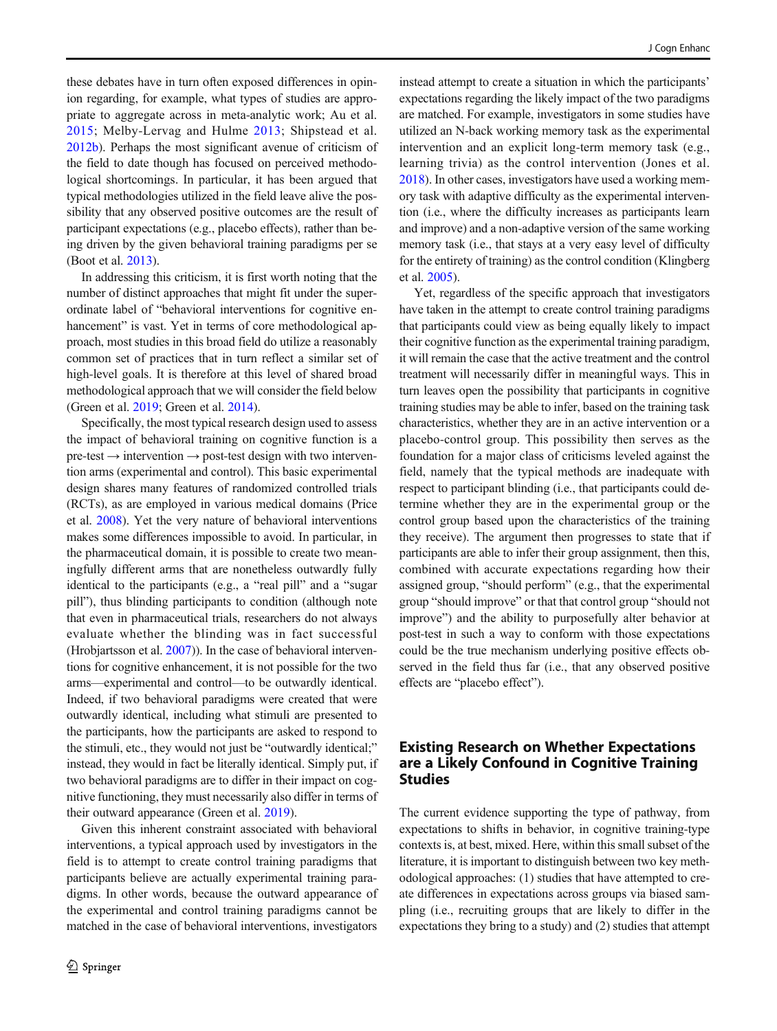these debates have in turn often exposed differences in opinion regarding, for example, what types of studies are appropriate to aggregate across in meta-analytic work; Au et al. 2015; Melby-Lervag and Hulme 2013; Shipstead et al. 2012b). Perhaps the most significant avenue of criticism of the field to date though has focused on perceived methodological shortcomings. In particular, it has been argued that typical methodologies utilized in the field leave alive the possibility that any observed positive outcomes are the result of participant expectations (e.g., placebo effects), rather than being driven by the given behavioral training paradigms per se (Boot et al. 2013).

In addressing this criticism, it is first worth noting that the number of distinct approaches that might fit under the superordinate label of "behavioral interventions for cognitive enhancement" is vast. Yet in terms of core methodological approach, most studies in this broad field do utilize a reasonably common set of practices that in turn reflect a similar set of high-level goals. It is therefore at this level of shared broad methodological approach that we will consider the field below (Green et al. 2019; Green et al. 2014).

Specifically, the most typical research design used to assess the impact of behavioral training on cognitive function is a pre-test → intervention → post-test design with two intervention arms (experimental and control). This basic experimental design shares many features of randomized controlled trials (RCTs), as are employed in various medical domains (Price et al. 2008). Yet the very nature of behavioral interventions makes some differences impossible to avoid. In particular, in the pharmaceutical domain, it is possible to create two meaningfully different arms that are nonetheless outwardly fully identical to the participants (e.g., a "real pill" and a "sugar pill"), thus blinding participants to condition (although note that even in pharmaceutical trials, researchers do not always evaluate whether the blinding was in fact successful (Hrobjartsson et al. 2007)). In the case of behavioral interventions for cognitive enhancement, it is not possible for the two arms—experimental and control—to be outwardly identical. Indeed, if two behavioral paradigms were created that were outwardly identical, including what stimuli are presented to the participants, how the participants are asked to respond to the stimuli, etc., they would not just be "outwardly identical;" instead, they would in fact be literally identical. Simply put, if two behavioral paradigms are to differ in their impact on cognitive functioning, they must necessarily also differ in terms of their outward appearance (Green et al. 2019).

Given this inherent constraint associated with behavioral interventions, a typical approach used by investigators in the field is to attempt to create control training paradigms that participants believe are actually experimental training paradigms. In other words, because the outward appearance of the experimental and control training paradigms cannot be matched in the case of behavioral interventions, investigators instead attempt to create a situation in which the participants' expectations regarding the likely impact of the two paradigms are matched. For example, investigators in some studies have utilized an N-back working memory task as the experimental intervention and an explicit long-term memory task (e.g., learning trivia) as the control intervention (Jones et al. 2018). In other cases, investigators have used a working memory task with adaptive difficulty as the experimental intervention (i.e., where the difficulty increases as participants learn and improve) and a non-adaptive version of the same working memory task (i.e., that stays at a very easy level of difficulty for the entirety of training) as the control condition (Klingberg et al. 2005).

Yet, regardless of the specific approach that investigators have taken in the attempt to create control training paradigms that participants could view as being equally likely to impact their cognitive function as the experimental training paradigm, it will remain the case that the active treatment and the control treatment will necessarily differ in meaningful ways. This in turn leaves open the possibility that participants in cognitive training studies may be able to infer, based on the training task characteristics, whether they are in an active intervention or a placebo-control group. This possibility then serves as the foundation for a major class of criticisms leveled against the field, namely that the typical methods are inadequate with respect to participant blinding (i.e., that participants could determine whether they are in the experimental group or the control group based upon the characteristics of the training they receive). The argument then progresses to state that if participants are able to infer their group assignment, then this, combined with accurate expectations regarding how their assigned group, "should perform" (e.g., that the experimental group "should improve" or that that control group "should not improve") and the ability to purposefully alter behavior at post-test in such a way to conform with those expectations could be the true mechanism underlying positive effects observed in the field thus far (i.e., that any observed positive effects are "placebo effect").

## Existing Research on Whether Expectations are a Likely Confound in Cognitive Training Studies

The current evidence supporting the type of pathway, from expectations to shifts in behavior, in cognitive training-type contexts is, at best, mixed. Here, within this small subset of the literature, it is important to distinguish between two key methodological approaches: (1) studies that have attempted to create differences in expectations across groups via biased sampling (i.e., recruiting groups that are likely to differ in the expectations they bring to a study) and (2) studies that attempt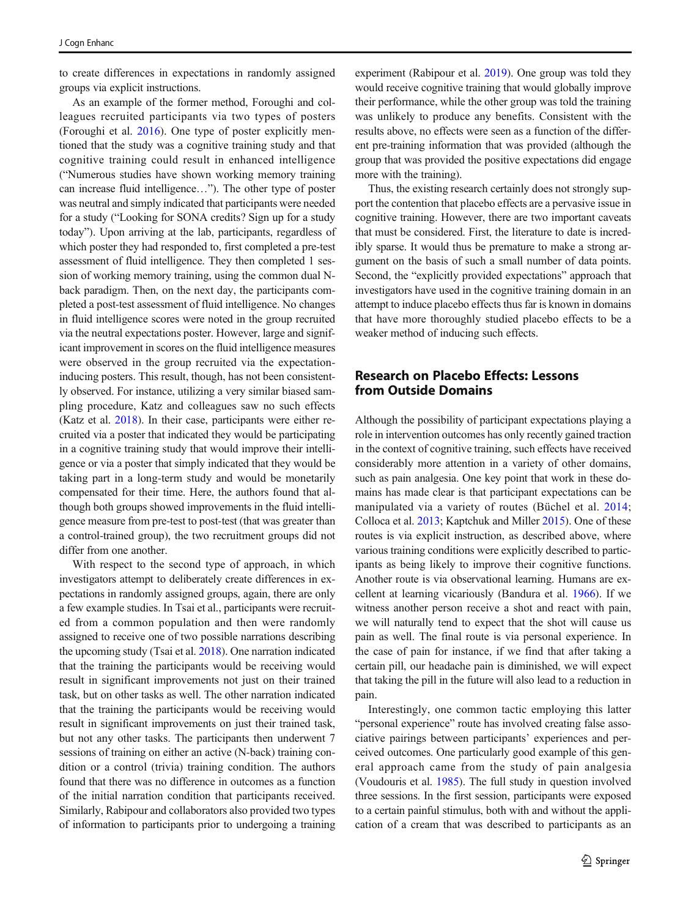to create differences in expectations in randomly assigned groups via explicit instructions.

As an example of the former method, Foroughi and colleagues recruited participants via two types of posters (Foroughi et al. 2016). One type of poster explicitly mentioned that the study was a cognitive training study and that cognitive training could result in enhanced intelligence ("Numerous studies have shown working memory training can increase fluid intelligence…"). The other type of poster was neutral and simply indicated that participants were needed for a study ("Looking for SONA credits? Sign up for a study today"). Upon arriving at the lab, participants, regardless of which poster they had responded to, first completed a pre-test assessment of fluid intelligence. They then completed 1 session of working memory training, using the common dual N-back paradigm. Then, on the next day, the participants completed a post-test assessment of fluid intelligence. No changes in fluid intelligence scores were noted in the group recruited via the neutral expectations poster. However, large and significant improvement in scores on the fluid intelligence measures were observed in the group recruited via the expectation-inducing posters. This result, though, has not been consistently observed. For instance, utilizing a very similar biased sampling procedure, Katz and colleagues saw no such effects (Katz et al. 2018). In their case, participants were either recruited via a poster that indicated they would be participating in a cognitive training study that would improve their intelligence or via a poster that simply indicated that they would be taking part in a long-term study and would be monetarily compensated for their time. Here, the authors found that although both groups showed improvements in the fluid intelligence measure from pre-test to post-test (that was greater than a control-trained group), the two recruitment groups did not differ from one another.

With respect to the second type of approach, in which investigators attempt to deliberately create differences in expectations in randomly assigned groups, again, there are only a few example studies. In Tsai et al., participants were recruited from a common population and then were randomly assigned to receive one of two possible narrations describing the upcoming study (Tsai et al. 2018). One narration indicated that the training the participants would be receiving would result in significant improvements not just on their trained task, but on other tasks as well. The other narration indicated that the training the participants would be receiving would result in significant improvements on just their trained task, but not any other tasks. The participants then underwent 7 sessions of training on either an active (N-back) training condition or a control (trivia) training condition. The authors found that there was no difference in outcomes as a function of the initial narration condition that participants received. Similarly, Rabipour and collaborators also provided two types of information to participants prior to undergoing a training experiment (Rabipour et al. 2019). One group was told they would receive cognitive training that would globally improve their performance, while the other group was told the training was unlikely to produce any benefits. Consistent with the results above, no effects were seen as a function of the different pre-training information that was provided (although the group that was provided the positive expectations did engage more with the training).

Thus, the existing research certainly does not strongly support the contention that placebo effects are a pervasive issue in cognitive training. However, there are two important caveats that must be considered. First, the literature to date is incredibly sparse. It would thus be premature to make a strong argument on the basis of such a small number of data points. Second, the "explicitly provided expectations" approach that investigators have used in the cognitive training domain in an attempt to induce placebo effects thus far is known in domains that have more thoroughly studied placebo effects to be a weaker method of inducing such effects.

## Research on Placebo Effects: Lessons from Outside Domains

Although the possibility of participant expectations playing a role in intervention outcomes has only recently gained traction in the context of cognitive training, such effects have received considerably more attention in a variety of other domains, such as pain analgesia. One key point that work in these domains has made clear is that participant expectations can be manipulated via a variety of routes (Büchel et al. 2014; Colloca et al. 2013; Kaptchuk and Miller 2015). One of these routes is via explicit instruction, as described above, where various training conditions were explicitly described to participants as being likely to improve their cognitive functions. Another route is via observational learning. Humans are excellent at learning vicariously (Bandura et al. 1966). If we witness another person receive a shot and react with pain, we will naturally tend to expect that the shot will cause us pain as well. The final route is via personal experience. In the case of pain for instance, if we find that after taking a certain pill, our headache pain is diminished, we will expect that taking the pill in the future will also lead to a reduction in pain.

Interestingly, one common tactic employing this latter "personal experience" route has involved creating false associative pairings between participants' experiences and perceived outcomes. One particularly good example of this general approach came from the study of pain analgesia (Voudouris et al. 1985). The full study in question involved three sessions. In the first session, participants were exposed to a certain painful stimulus, both with and without the application of a cream that was described to participants as an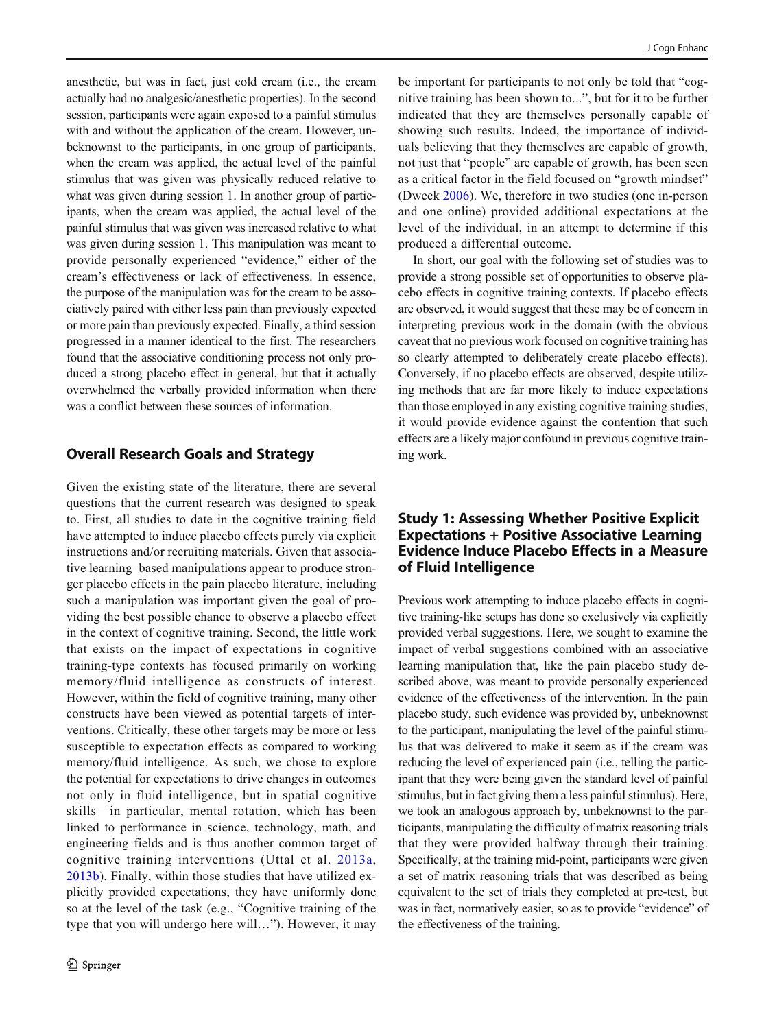anesthetic, but was in fact, just cold cream (i.e., the cream actually had no analgesic/anesthetic properties). In the second session, participants were again exposed to a painful stimulus with and without the application of the cream. However, unbeknownst to the participants, in one group of participants, when the cream was applied, the actual level of the painful stimulus that was given was physically reduced relative to what was given during session 1. In another group of participants, when the cream was applied, the actual level of the painful stimulus that was given was increased relative to what was given during session 1. This manipulation was meant to provide personally experienced "evidence," either of the cream's effectiveness or lack of effectiveness. In essence, the purpose of the manipulation was for the cream to be associatively paired with either less pain than previously expected or more pain than previously expected. Finally, a third session progressed in a manner identical to the first. The researchers found that the associative conditioning process not only produced a strong placebo effect in general, but that it actually overwhelmed the verbally provided information when there was a conflict between these sources of information.

## Overall Research Goals and Strategy

Given the existing state of the literature, there are several questions that the current research was designed to speak to. First, all studies to date in the cognitive training field have attempted to induce placebo effects purely via explicit instructions and/or recruiting materials. Given that associative learning–based manipulations appear to produce stronger placebo effects in the pain placebo literature, including such a manipulation was important given the goal of providing the best possible chance to observe a placebo effect in the context of cognitive training. Second, the little work that exists on the impact of expectations in cognitive training-type contexts has focused primarily on working memory/fluid intelligence as constructs of interest. However, within the field of cognitive training, many other constructs have been viewed as potential targets of interventions. Critically, these other targets may be more or less susceptible to expectation effects as compared to working memory/fluid intelligence. As such, we chose to explore the potential for expectations to drive changes in outcomes not only in fluid intelligence, but in spatial cognitive skills—in particular, mental rotation, which has been linked to performance in science, technology, math, and engineering fields and is thus another common target of cognitive training interventions (Uttal et al. 2013a, 2013b). Finally, within those studies that have utilized explicitly provided expectations, they have uniformly done so at the level of the task (e.g., "Cognitive training of the type that you will undergo here will…"). However, it may be important for participants to not only be told that "cognitive training has been shown to...", but for it to be further indicated that they are themselves personally capable of showing such results. Indeed, the importance of individuals believing that they themselves are capable of growth, not just that "people" are capable of growth, has been seen as a critical factor in the field focused on "growth mindset" (Dweck 2006). We, therefore in two studies (one in-person and one online) provided additional expectations at the level of the individual, in an attempt to determine if this produced a differential outcome.

In short, our goal with the following set of studies was to provide a strong possible set of opportunities to observe placebo effects in cognitive training contexts. If placebo effects are observed, it would suggest that these may be of concern in interpreting previous work in the domain (with the obvious caveat that no previous work focused on cognitive training has so clearly attempted to deliberately create placebo effects). Conversely, if no placebo effects are observed, despite utilizing methods that are far more likely to induce expectations than those employed in any existing cognitive training studies, it would provide evidence against the contention that such effects are a likely major confound in previous cognitive training work.

## Study 1: Assessing Whether Positive Explicit Expectations + Positive Associative Learning Evidence Induce Placebo Effects in a Measure of Fluid Intelligence

Previous work attempting to induce placebo effects in cognitive training-like setups has done so exclusively via explicitly provided verbal suggestions. Here, we sought to examine the impact of verbal suggestions combined with an associative learning manipulation that, like the pain placebo study described above, was meant to provide personally experienced evidence of the effectiveness of the intervention. In the pain placebo study, such evidence was provided by, unbeknownst to the participant, manipulating the level of the painful stimulus that was delivered to make it seem as if the cream was reducing the level of experienced pain (i.e., telling the participant that they were being given the standard level of painful stimulus, but in fact giving them a less painful stimulus). Here, we took an analogous approach by, unbeknownst to the participants, manipulating the difficulty of matrix reasoning trials that they were provided halfway through their training. Specifically, at the training mid-point, participants were given a set of matrix reasoning trials that was described as being equivalent to the set of trials they completed at pre-test, but was in fact, normatively easier, so as to provide "evidence" of the effectiveness of the training.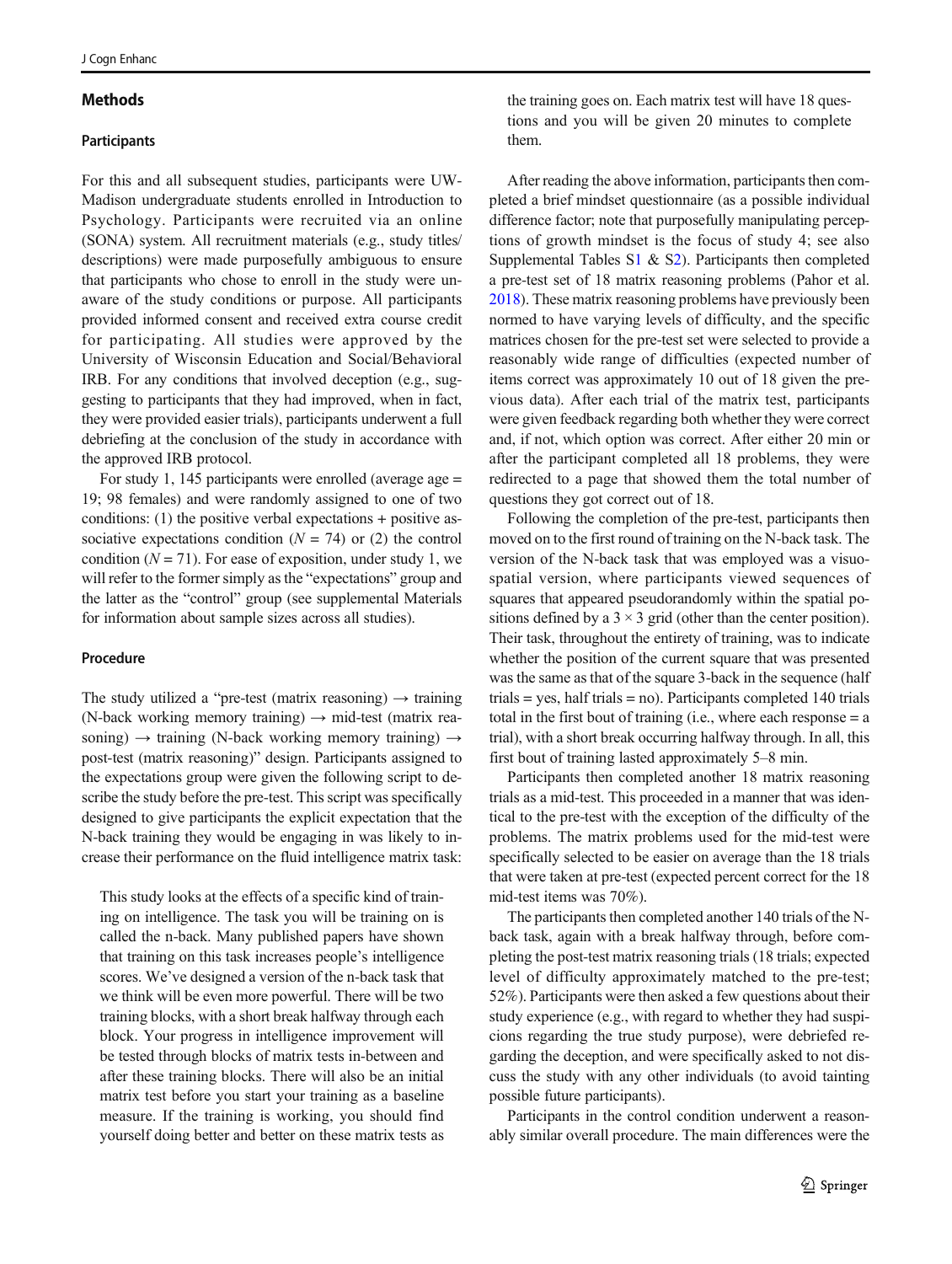## Methods

### Participants

For this and all subsequent studies, participants were UW-Madison undergraduate students enrolled in Introduction to Psychology. Participants were recruited via an online (SONA) system. All recruitment materials (e.g., study titles/descriptions) were made purposefully ambiguous to ensure that participants who chose to enroll in the study were unaware of the study conditions or purpose. All participants provided informed consent and received extra course credit for participating. All studies were approved by the University of Wisconsin Education and Social/Behavioral IRB. For any conditions that involved deception (e.g., suggesting to participants that they had improved, when in fact, they were provided easier trials), participants underwent a full debriefing at the conclusion of the study in accordance with the approved IRB protocol.

For study 1, 145 participants were enrolled (average age = 19; 98 females) and were randomly assigned to one of two conditions: (1) the positive verbal expectations + positive associative expectations condition ($N = 74$) or (2) the control condition ($N = 71$). For ease of exposition, under study 1, we will refer to the former simply as the "expectations" group and the latter as the "control" group (see supplemental Materials for information about sample sizes across all studies).

### Procedure

The study utilized a "pre-test (matrix reasoning) → training (N-back working memory training) → mid-test (matrix reasoning) → training (N-back working memory training) → post-test (matrix reasoning)" design. Participants assigned to the expectations group were given the following script to describe the study before the pre-test. This script was specifically designed to give participants the explicit expectation that the N-back training they would be engaging in was likely to increase their performance on the fluid intelligence matrix task:

> This study looks at the effects of a specific kind of training on intelligence. The task you will be training on is called the n-back. Many published papers have shown that training on this task increases people's intelligence scores. We've designed a version of the n-back task that we think will be even more powerful. There will be two training blocks, with a short break halfway through each block. Your progress in intelligence improvement will be tested through blocks of matrix tests in-between and after these training blocks. There will also be an initial matrix test before you start your training as a baseline measure. If the training is working, you should find yourself doing better and better on these matrix tests as the training goes on. Each matrix test will have 18 questions and you will be given 20 minutes to complete them.

After reading the above information, participants then completed a brief mindset questionnaire (as a possible individual difference factor; note that purposefully manipulating perceptions of growth mindset is the focus of study 4; see also Supplemental Tables S1 & S2). Participants then completed a pre-test set of 18 matrix reasoning problems (Pahor et al. 2018). These matrix reasoning problems have previously been normed to have varying levels of difficulty, and the specific matrices chosen for the pre-test set were selected to provide a reasonably wide range of difficulties (expected number of items correct was approximately 10 out of 18 given the previous data). After each trial of the matrix test, participants were given feedback regarding both whether they were correct and, if not, which option was correct. After either 20 min or after the participant completed all 18 problems, they were redirected to a page that showed them the total number of questions they got correct out of 18.

Following the completion of the pre-test, participants then moved on to the first round of training on the N-back task. The version of the N-back task that was employed was a visuospatial version, where participants viewed sequences of squares that appeared pseudorandomly within the spatial positions defined by a $3 \times 3$ grid (other than the center position). Their task, throughout the entirety of training, was to indicate whether the position of the current square that was presented was the same as that of the square 3-back in the sequence (half trials = yes, half trials = no). Participants completed 140 trials total in the first bout of training (i.e., where each response = a trial), with a short break occurring halfway through. In all, this first bout of training lasted approximately 5–8 min.

Participants then completed another 18 matrix reasoning trials as a mid-test. This proceeded in a manner that was identical to the pre-test with the exception of the difficulty of the problems. The matrix problems used for the mid-test were specifically selected to be easier on average than the 18 trials that were taken at pre-test (expected percent correct for the 18 mid-test items was 70%).

The participants then completed another 140 trials of the N-back task, again with a break halfway through, before completing the post-test matrix reasoning trials (18 trials; expected level of difficulty approximately matched to the pre-test; 52%). Participants were then asked a few questions about their study experience (e.g., with regard to whether they had suspicions regarding the true study purpose), were debriefed regarding the deception, and were specifically asked to not discuss the study with any other individuals (to avoid tainting possible future participants).

Participants in the control condition underwent a reasonably similar overall procedure. The main differences were the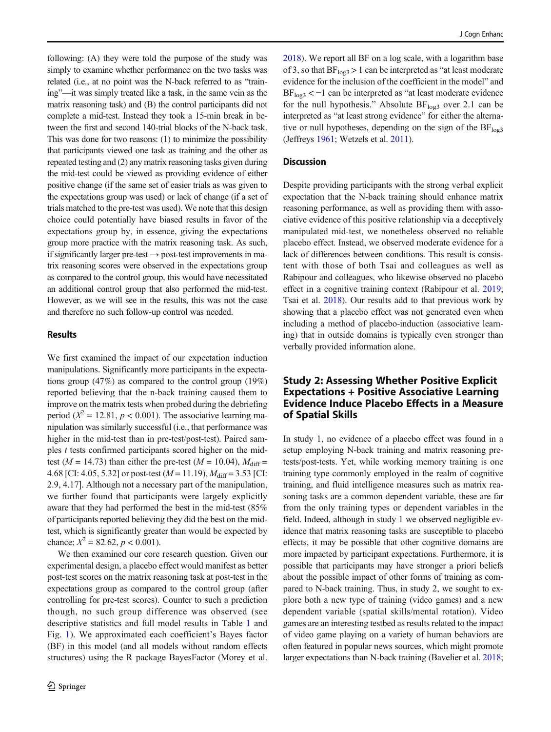following: (A) they were told the purpose of the study was simply to examine whether performance on the two tasks was related (i.e., at no point was the N-back referred to as "training"—it was simply treated like a task, in the same vein as the matrix reasoning task) and (B) the control participants did not complete a mid-test. Instead they took a 15-min break in between the first and second 140-trial blocks of the N-back task. This was done for two reasons: (1) to minimize the possibility that participants viewed one task as training and the other as repeated testing and (2) any matrix reasoning tasks given during the mid-test could be viewed as providing evidence of either positive change (if the same set of easier trials as was given to the expectations group was used) or lack of change (if a set of trials matched to the pre-test was used). We note that this design choice could potentially have biased results in favor of the expectations group by, in essence, giving the expectations group more practice with the matrix reasoning task. As such, if significantly larger pre-test → post-test improvements in matrix reasoning scores were observed in the expectations group as compared to the control group, this would have necessitated an additional control group that also performed the mid-test. However, as we will see in the results, this was not the case and therefore no such follow-up control was needed.

## Results

We first examined the impact of our expectation induction manipulations. Significantly more participants in the expectations group (47%) as compared to the control group (19%) reported believing that the n-back training caused them to improve on the matrix tests when probed during the debriefing period ($X^2 = 12.81$, $p < 0.001$). The associative learning manipulation was similarly successful (i.e., that performance was higher in the mid-test than in pre-test/post-test). Paired samples *t* tests confirmed participants scored higher on the mid-test ($M = 14.73$) than either the pre-test ($M = 10.04$), $M_{\text{diff}} = 4.68$ [CI: 4.05, 5.32] or post-test ($M = 11.19$), $M_{\text{diff}} = 3.53$ [CI: 2.9, 4.17]. Although not a necessary part of the manipulation, we further found that participants were largely explicitly aware that they had performed the best in the mid-test (85% of participants reported believing they did the best on the mid-test, which is significantly greater than would be expected by chance; $X^2 = 82.62$, $p < 0.001$).

We then examined our core research question. Given our experimental design, a placebo effect would manifest as better post-test scores on the matrix reasoning task at post-test in the expectations group as compared to the control group (after controlling for pre-test scores). Counter to such a prediction though, no such group difference was observed (see descriptive statistics and full model results in Table 1 and Fig. 1). We approximated each coefficient's Bayes factor (BF) in this model (and all models without random effects structures) using the R package BayesFactor (Morey et al. 2018). We report all BF on a log scale, with a logarithm base of 3, so that $BF_{\log 3} > 1$ can be interpreted as "at least moderate evidence for the inclusion of the coefficient in the model" and $BF_{\log 3} < -1$ can be interpreted as "at least moderate evidence for the null hypothesis." Absolute $BF_{\log 3}$ over 2.1 can be interpreted as "at least strong evidence" for either the alternative or null hypotheses, depending on the sign of the $BF_{\log 3}$ (Jeffreys 1961; Wetzels et al. 2011).

## Discussion

Despite providing participants with the strong verbal explicit expectation that the N-back training should enhance matrix reasoning performance, as well as providing them with associative evidence of this positive relationship via a deceptively manipulated mid-test, we nonetheless observed no reliable placebo effect. Instead, we observed moderate evidence for a lack of differences between conditions. This result is consistent with those of both Tsai and colleagues as well as Rabipour and colleagues, who likewise observed no placebo effect in a cognitive training context (Rabipour et al. 2019; Tsai et al. 2018). Our results add to that previous work by showing that a placebo effect was not generated even when including a method of placebo-induction (associative learning) that in outside domains is typically even stronger than verbally provided information alone.

# Study 2: Assessing Whether Positive Explicit Expectations + Positive Associative Learning Evidence Induce Placebo Effects in a Measure of Spatial Skills

In study 1, no evidence of a placebo effect was found in a setup employing N-back training and matrix reasoning pre-tests/post-tests. Yet, while working memory training is one training type commonly employed in the realm of cognitive training, and fluid intelligence measures such as matrix reasoning tasks are a common dependent variable, these are far from the only training types or dependent variables in the field. Indeed, although in study 1 we observed negligible evidence that matrix reasoning tasks are susceptible to placebo effects, it may be possible that other cognitive domains are more impacted by participant expectations. Furthermore, it is possible that participants may have stronger a priori beliefs about the possible impact of other forms of training as compared to N-back training. Thus, in study 2, we sought to explore both a new type of training (video games) and a new dependent variable (spatial skills/mental rotation). Video games are an interesting testbed as results related to the impact of video game playing on a variety of human behaviors are often featured in popular news sources, which might promote larger expectations than N-back training (Bavelier et al. 2018;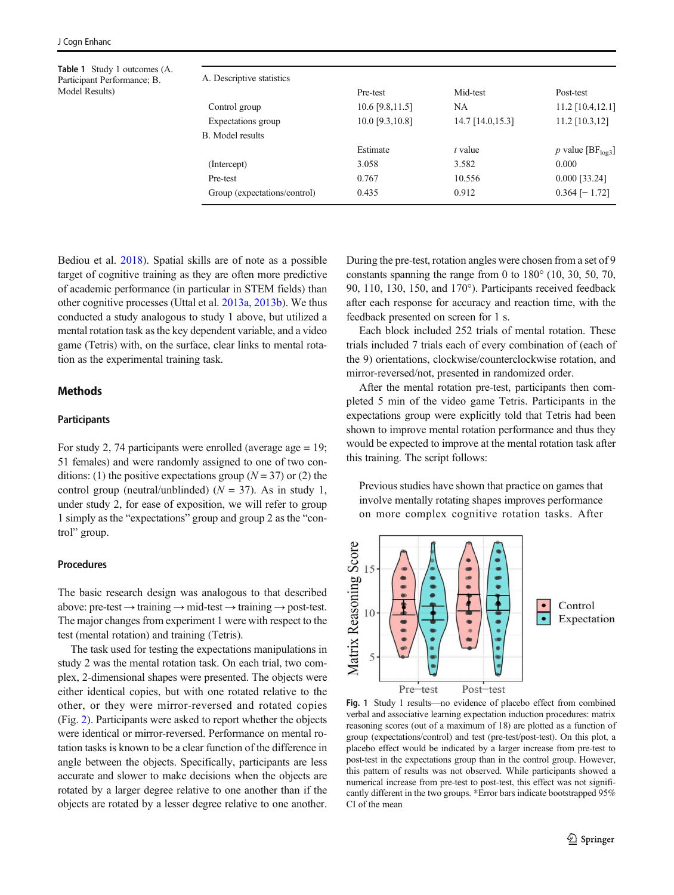**Table 1** Study 1 outcomes (A. Participant Performance; B. Model Results)

| A. Descriptive statistics | | | |
|---|---|---|---|
| | Pre-test | Mid-test | Post-test |
| Control group | 10.6 [9.8,11.5] | NA | 11.2 [10.4,12.1] |
| Expectations group | 10.0 [9.3,10.8] | 14.7 [14.0,15.3] | 11.2 [10.3,12] |
| B. Model results | | | |
| | Estimate | *t* value | *p* value [$BF_{log3}$] |
| (Intercept) | 3.058 | 3.582 | 0.000 |
| Pre-test | 0.767 | 10.556 | 0.000 [33.24] |
| Group (expectations/control) | 0.435 | 0.912 | 0.364 [− 1.72] |

Bediou et al. 2018). Spatial skills are of note as a possible target of cognitive training as they are often more predictive of academic performance (in particular in STEM fields) than other cognitive processes (Uttal et al. 2013a, 2013b). We thus conducted a study analogous to study 1 above, but utilized a mental rotation task as the key dependent variable, and a video game (Tetris) with, on the surface, clear links to mental rotation as the experimental training task.

## Methods

### Participants

For study 2, 74 participants were enrolled (average age = 19; 51 females) and were randomly assigned to one of two conditions: (1) the positive expectations group ($N = 37$) or (2) the control group (neutral/unblinded) ($N = 37$). As in study 1, under study 2, for ease of exposition, we will refer to group 1 simply as the "expectations" group and group 2 as the "control" group.

### Procedures

The basic research design was analogous to that described above: pre-test → training → mid-test → training → post-test. The major changes from experiment 1 were with respect to the test (mental rotation) and training (Tetris).

The task used for testing the expectations manipulations in study 2 was the mental rotation task. On each trial, two complex, 2-dimensional shapes were presented. The objects were either identical copies, but with one rotated relative to the other, or they were mirror-reversed and rotated copies (Fig. 2). Participants were asked to report whether the objects were identical or mirror-reversed. Performance on mental rotation tasks is known to be a clear function of the difference in angle between the objects. Specifically, participants are less accurate and slower to make decisions when the objects are rotated by a larger degree relative to one another than if the objects are rotated by a lesser degree relative to one another.

During the pre-test, rotation angles were chosen from a set of 9 constants spanning the range from 0 to 180° (10, 30, 50, 70, 90, 110, 130, 150, and 170°). Participants received feedback after each response for accuracy and reaction time, with the feedback presented on screen for 1 s.

Each block included 252 trials of mental rotation. These trials included 7 trials each of every combination of (each of the 9) orientations, clockwise/counterclockwise rotation, and mirror-reversed/not, presented in randomized order.

After the mental rotation pre-test, participants then completed 5 min of the video game Tetris. Participants in the expectations group were explicitly told that Tetris had been shown to improve mental rotation performance and thus they would be expected to improve at the mental rotation task after this training. The script follows:

> Previous studies have shown that practice on games that involve mentally rotating shapes improves performance on more complex cognitive rotation tasks. After

**Fig. 1** Study 1 results—no evidence of placebo effect from combined verbal and associative learning expectation induction procedures: matrix reasoning scores (out of a maximum of 18) are plotted as a function of group (expectations/control) and test (pre-test/post-test). On this plot, a placebo effect would be indicated by a larger increase from pre-test to post-test in the expectations group than in the control group. However, this pattern of results was not observed. While participants showed a numerical increase from pre-test to post-test, this effect was not significantly different in the two groups. *Error bars indicate bootstrapped 95% CI of the mean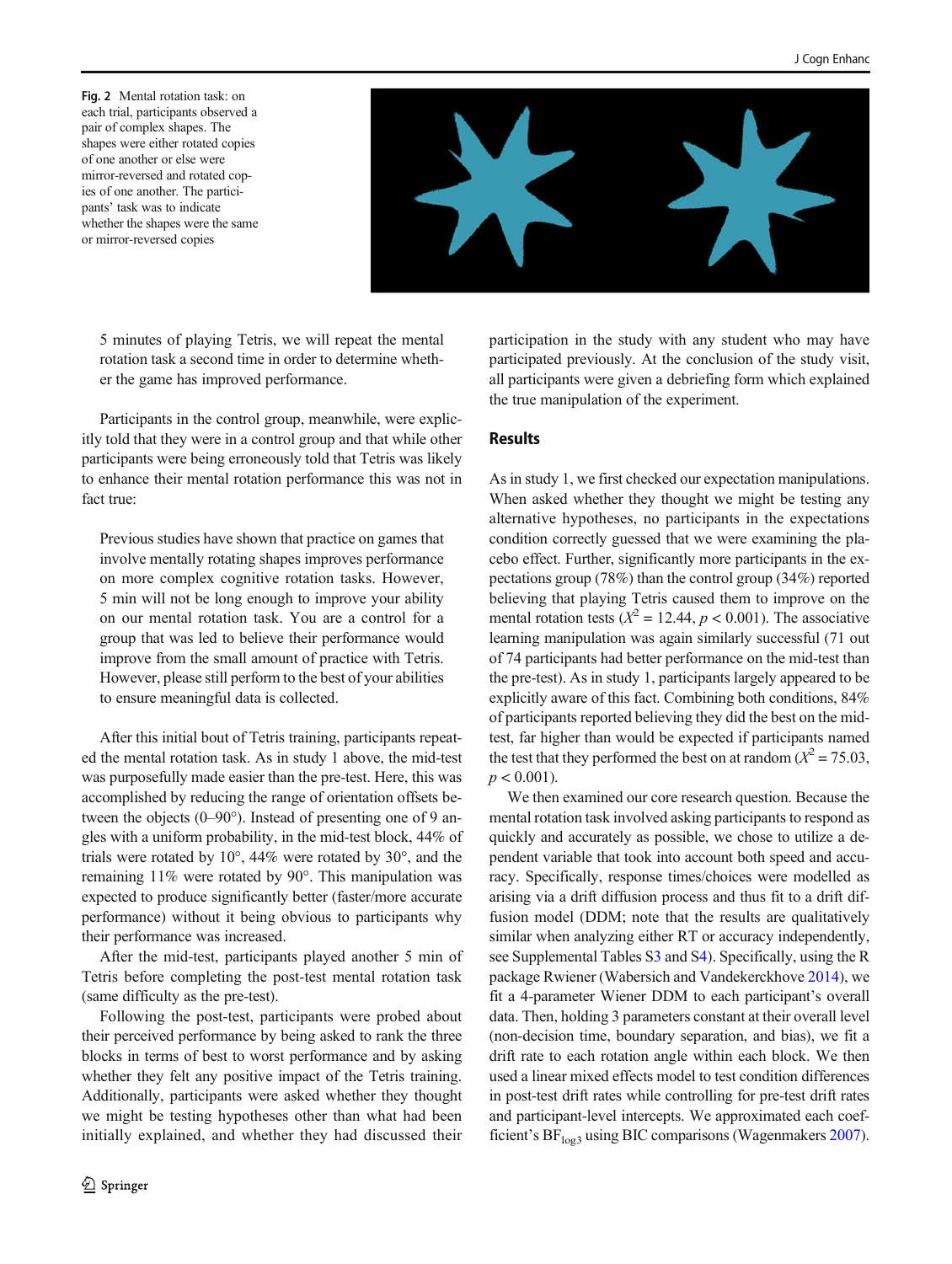Fig. 2 Mental rotation task: on each trial, participants observed a pair of complex shapes. The shapes were either rotated copies of one another or else were mirror-reversed and rotated copies of one another. The participants' task was to indicate whether the shapes were the same or mirror-reversed copies

> 5 minutes of playing Tetris, we will repeat the mental rotation task a second time in order to determine whether the game has improved performance.

Participants in the control group, meanwhile, were explicitly told that they were in a control group and that while other participants were being erroneously told that Tetris was likely to enhance their mental rotation performance this was not in fact true:

> Previous studies have shown that practice on games that involve mentally rotating shapes improves performance on more complex cognitive rotation tasks. However, 5 min will not be long enough to improve your ability on our mental rotation task. You are a control for a group that was led to believe their performance would improve from the small amount of practice with Tetris. However, please still perform to the best of your abilities to ensure meaningful data is collected.

After this initial bout of Tetris training, participants repeated the mental rotation task. As in study 1 above, the mid-test was purposefully made easier than the pre-test. Here, this was accomplished by reducing the range of orientation offsets between the objects (0–90°). Instead of presenting one of 9 angles with a uniform probability, in the mid-test block, 44% of trials were rotated by 10°, 44% were rotated by 30°, and the remaining 11% were rotated by 90°. This manipulation was expected to produce significantly better (faster/more accurate performance) without it being obvious to participants why their performance was increased.

After the mid-test, participants played another 5 min of Tetris before completing the post-test mental rotation task (same difficulty as the pre-test).

Following the post-test, participants were probed about their perceived performance by being asked to rank the three blocks in terms of best to worst performance and by asking whether they felt any positive impact of the Tetris training. Additionally, participants were asked whether they thought we might be testing hypotheses other than what had been initially explained, and whether they had discussed their participation in the study with any student who may have participated previously. At the conclusion of the study visit, all participants were given a debriefing form which explained the true manipulation of the experiment.

## Results

As in study 1, we first checked our expectation manipulations. When asked whether they thought we might be testing any alternative hypotheses, no participants in the expectations condition correctly guessed that we were examining the placebo effect. Further, significantly more participants in the expectations group (78%) than the control group (34%) reported believing that playing Tetris caused them to improve on the mental rotation tests ($X^2 = 12.44$, $p < 0.001$). The associative learning manipulation was again similarly successful (71 out of 74 participants had better performance on the mid-test than the pre-test). As in study 1, participants largely appeared to be explicitly aware of this fact. Combining both conditions, 84% of participants reported believing they did the best on the mid-test, far higher than would be expected if participants named the test that they performed the best on at random ($X^2 = 75.03$, $p < 0.001$).

We then examined our core research question. Because the mental rotation task involved asking participants to respond as quickly and accurately as possible, we chose to utilize a dependent variable that took into account both speed and accuracy. Specifically, response times/choices were modelled as arising via a drift diffusion process and thus fit to a drift diffusion model (DDM; note that the results are qualitatively similar when analyzing either RT or accuracy independently, see Supplemental Tables S3 and S4). Specifically, using the R package Rwiener (Wabersich and Vandekerckhove 2014), we fit a 4-parameter Wiener DDM to each participant's overall data. Then, holding 3 parameters constant at their overall level (non-decision time, boundary separation, and bias), we fit a drift rate to each rotation angle within each block. We then used a linear mixed effects model to test condition differences in post-test drift rates while controlling for pre-test drift rates and participant-level intercepts. We approximated each coefficient's $BF_{log3}$ using BIC comparisons (Wagenmakers 2007).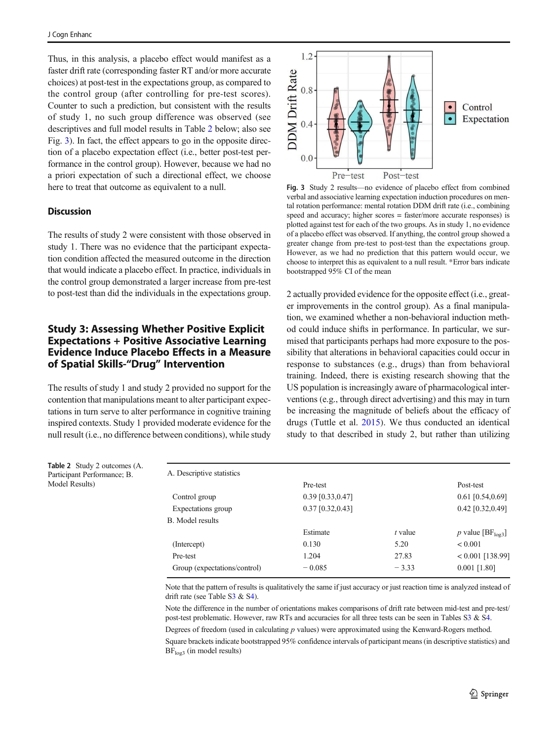Thus, in this analysis, a placebo effect would manifest as a faster drift rate (corresponding faster RT and/or more accurate choices) at post-test in the expectations group, as compared to the control group (after controlling for pre-test scores). Counter to such a prediction, but consistent with the results of study 1, no such group difference was observed (see descriptives and full model results in Table 2 below; also see Fig. 3). In fact, the effect appears to go in the opposite direction of a placebo expectation effect (i.e., better post-test performance in the control group). However, because we had no a priori expectation of such a directional effect, we choose here to treat that outcome as equivalent to a null.

## Discussion

The results of study 2 were consistent with those observed in study 1. There was no evidence that the participant expectation condition affected the measured outcome in the direction that would indicate a placebo effect. In practice, individuals in the control group demonstrated a larger increase from pre-test to post-test than did the individuals in the expectations group.

## Study 3: Assessing Whether Positive Explicit Expectations + Positive Associative Learning Evidence Induce Placebo Effects in a Measure of Spatial Skills-"Drug" Intervention

The results of study 1 and study 2 provided no support for the contention that manipulations meant to alter participant expectations in turn serve to alter performance in cognitive training inspired contexts. Study 1 provided moderate evidence for the null result (i.e., no difference between conditions), while study 2 actually provided evidence for the opposite effect (i.e., greater improvements in the control group). As a final manipulation, we examined whether a non-behavioral induction method could induce shifts in performance. In particular, we surmised that participants perhaps had more exposure to the possibility that alterations in behavioral capacities could occur in response to substances (e.g., drugs) than from behavioral training. Indeed, there is existing research showing that the US population is increasingly aware of pharmacological interventions (e.g., through direct advertising) and this may in turn be increasing the magnitude of beliefs about the efficacy of drugs (Tuttle et al. 2015). We thus conducted an identical study to that described in study 2, but rather than utilizing

**Fig. 3** Study 2 results—no evidence of placebo effect from combined verbal and associative learning expectation induction procedures on mental rotation performance: mental rotation DDM drift rate (i.e., combining speed and accuracy; higher scores = faster/more accurate responses) is plotted against test for each of the two groups. As in study 1, no evidence of a placebo effect was observed. If anything, the control group showed a greater change from pre-test to post-test than the expectations group. However, as we had no prediction that this pattern would occur, we choose to interpret this as equivalent to a null result. *Error bars indicate bootstrapped 95% CI of the mean

**Table 2** Study 2 outcomes (A. Participant Performance; B. Model Results)

| A. Descriptive statistics | | | |
|---|---|---|---|
| | Pre-test | | Post-test |
| Control group | 0.39 [0.33,0.47] | | 0.61 [0.54,0.69] |
| Expectations group | 0.37 [0.32,0.43] | | 0.42 [0.32,0.49] |
| **B. Model results** | | | |
| | Estimate | *t* value | *p* value [$BF_{log3}$] |
| (Intercept) | 0.130 | 5.20 | < 0.001 |
| Pre-test | 1.204 | 27.83 | < 0.001 [138.99] |
| Group (expectations/control) | − 0.085 | − 3.33 | 0.001 [1.80] |

Note that the pattern of results is qualitatively the same if just accuracy or just reaction time is analyzed instead of drift rate (see Table S3 & S4).

Note the difference in the number of orientations makes comparisons of drift rate between mid-test and pre-test/post-test problematic. However, raw RTs and accuracies for all three tests can be seen in Tables S3 & S4.

Degrees of freedom (used in calculating *p* values) were approximated using the Kenward-Rogers method.

Square brackets indicate bootstrapped 95% confidence intervals of participant means (in descriptive statistics) and $BF_{log3}$ (in model results)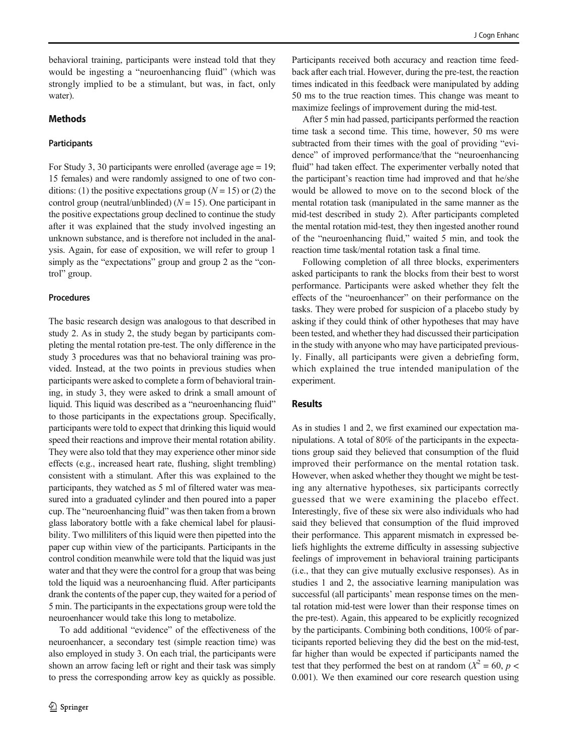behavioral training, participants were instead told that they would be ingesting a "neuroenhancing fluid" (which was strongly implied to be a stimulant, but was, in fact, only water).

## Methods

### Participants

For Study 3, 30 participants were enrolled (average age = 19; 15 females) and were randomly assigned to one of two conditions: (1) the positive expectations group ($N = 15$) or (2) the control group (neutral/unblinded) ($N = 15$). One participant in the positive expectations group declined to continue the study after it was explained that the study involved ingesting an unknown substance, and is therefore not included in the analysis. Again, for ease of exposition, we will refer to group 1 simply as the "expectations" group and group 2 as the "control" group.

### Procedures

The basic research design was analogous to that described in study 2. As in study 2, the study began by participants completing the mental rotation pre-test. The only difference in the study 3 procedures was that no behavioral training was provided. Instead, at the two points in previous studies when participants were asked to complete a form of behavioral training, in study 3, they were asked to drink a small amount of liquid. This liquid was described as a "neuroenhancing fluid" to those participants in the expectations group. Specifically, participants were told to expect that drinking this liquid would speed their reactions and improve their mental rotation ability. They were also told that they may experience other minor side effects (e.g., increased heart rate, flushing, slight trembling) consistent with a stimulant. After this was explained to the participants, they watched as 5 ml of filtered water was measured into a graduated cylinder and then poured into a paper cup. The "neuroenhancing fluid" was then taken from a brown glass laboratory bottle with a fake chemical label for plausibility. Two milliliters of this liquid were then pipetted into the paper cup within view of the participants. Participants in the control condition meanwhile were told that the liquid was just water and that they were the control for a group that was being told the liquid was a neuroenhancing fluid. After participants drank the contents of the paper cup, they waited for a period of 5 min. The participants in the expectations group were told the neuroenhancer would take this long to metabolize.

To add additional "evidence" of the effectiveness of the neuroenhancer, a secondary test (simple reaction time) was also employed in study 3. On each trial, the participants were shown an arrow facing left or right and their task was simply to press the corresponding arrow key as quickly as possible. Participants received both accuracy and reaction time feedback after each trial. However, during the pre-test, the reaction times indicated in this feedback were manipulated by adding 50 ms to the true reaction times. This change was meant to maximize feelings of improvement during the mid-test.

After 5 min had passed, participants performed the reaction time task a second time. This time, however, 50 ms were subtracted from their times with the goal of providing "evidence" of improved performance/that the "neuroenhancing fluid" had taken effect. The experimenter verbally noted that the participant's reaction time had improved and that he/she would be allowed to move on to the second block of the mental rotation task (manipulated in the same manner as the mid-test described in study 2). After participants completed the mental rotation mid-test, they then ingested another round of the "neuroenhancing fluid," waited 5 min, and took the reaction time task/mental rotation task a final time.

Following completion of all three blocks, experimenters asked participants to rank the blocks from their best to worst performance. Participants were asked whether they felt the effects of the "neuroenhancer" on their performance on the tasks. They were probed for suspicion of a placebo study by asking if they could think of other hypotheses that may have been tested, and whether they had discussed their participation in the study with anyone who may have participated previously. Finally, all participants were given a debriefing form, which explained the true intended manipulation of the experiment.

## Results

As in studies 1 and 2, we first examined our expectation manipulations. A total of 80% of the participants in the expectations group said they believed that consumption of the fluid improved their performance on the mental rotation task. However, when asked whether they thought we might be testing any alternative hypotheses, six participants correctly guessed that we were examining the placebo effect. Interestingly, five of these six were also individuals who had said they believed that consumption of the fluid improved their performance. This apparent mismatch in expressed beliefs highlights the extreme difficulty in assessing subjective feelings of improvement in behavioral training participants (i.e., that they can give mutually exclusive responses). As in studies 1 and 2, the associative learning manipulation was successful (all participants' mean response times on the mental rotation mid-test were lower than their response times on the pre-test). Again, this appeared to be explicitly recognized by the participants. Combining both conditions, 100% of participants reported believing they did the best on the mid-test, far higher than would be expected if participants named the test that they performed the best on at random ($X^2 = 60$, $p < 0.001$). We then examined our core research question using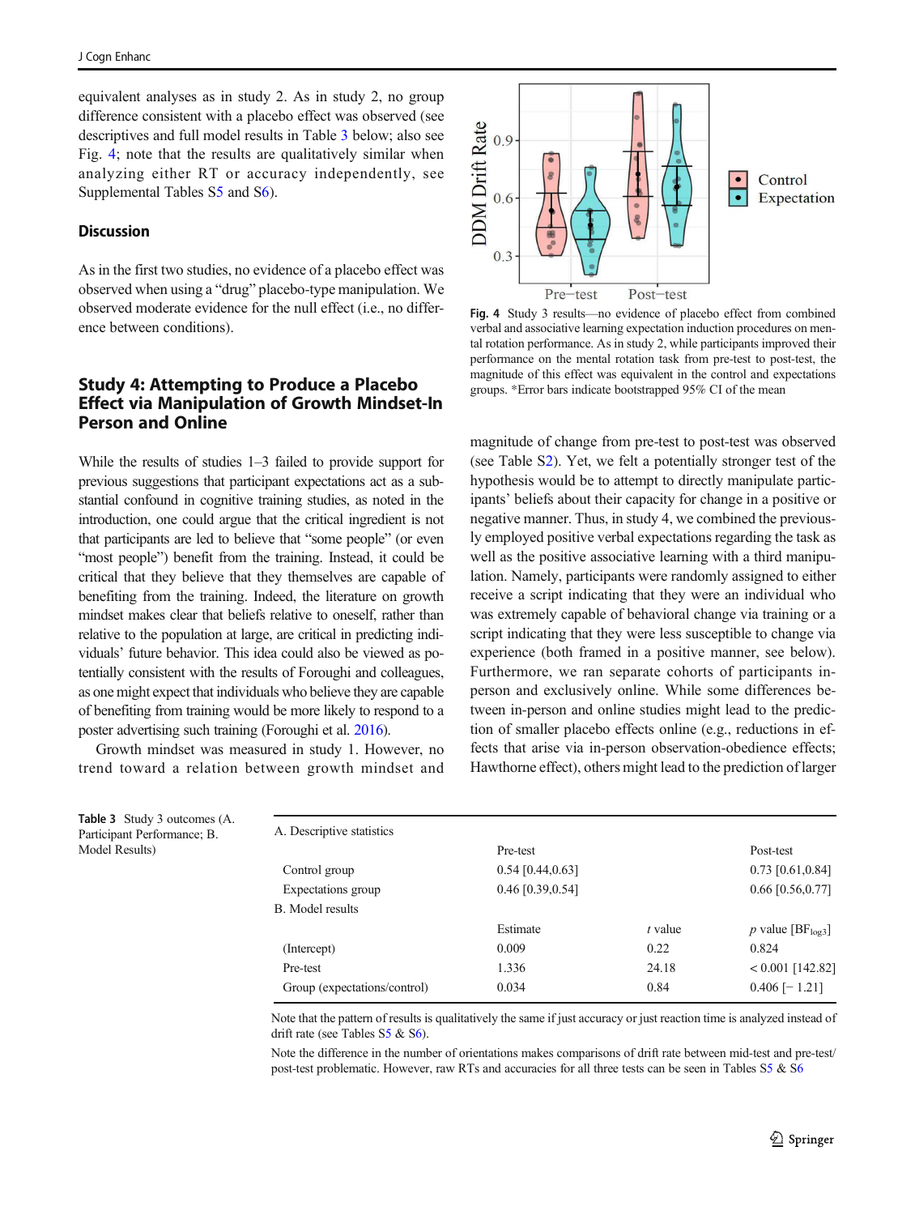equivalent analyses as in study 2. As in study 2, no group difference consistent with a placebo effect was observed (see descriptives and full model results in Table 3 below; also see Fig. 4; note that the results are qualitatively similar when analyzing either RT or accuracy independently, see Supplemental Tables S5 and S6).

### Discussion

As in the first two studies, no evidence of a placebo effect was observed when using a "drug" placebo-type manipulation. We observed moderate evidence for the null effect (i.e., no difference between conditions).

## Study 4: Attempting to Produce a Placebo Effect via Manipulation of Growth Mindset-In Person and Online

While the results of studies 1–3 failed to provide support for previous suggestions that participant expectations act as a substantial confound in cognitive training studies, as noted in the introduction, one could argue that the critical ingredient is not that participants are led to believe that "some people" (or even "most people") benefit from the training. Instead, it could be critical that they believe that they themselves are capable of benefiting from the training. Indeed, the literature on growth mindset makes clear that beliefs relative to oneself, rather than relative to the population at large, are critical in predicting individuals' future behavior. This idea could also be viewed as potentially consistent with the results of Foroughi and colleagues, as one might expect that individuals who believe they are capable of benefiting from training would be more likely to respond to a poster advertising such training (Foroughi et al. 2016).

Growth mindset was measured in study 1. However, no trend toward a relation between growth mindset and magnitude of change from pre-test to post-test was observed (see Table S2). Yet, we felt a potentially stronger test of the hypothesis would be to attempt to directly manipulate participants' beliefs about their capacity for change in a positive or negative manner. Thus, in study 4, we combined the previously employed positive verbal expectations regarding the task as well as the positive associative learning with a third manipulation. Namely, participants were randomly assigned to either receive a script indicating that they were an individual who was extremely capable of behavioral change via training or a script indicating that they were less susceptible to change via experience (both framed in a positive manner, see below). Furthermore, we ran separate cohorts of participants in-person and exclusively online. While some differences between in-person and online studies might lead to the prediction of smaller placebo effects online (e.g., reductions in effects that arise via in-person observation-obedience effects; Hawthorne effect), others might lead to the prediction of larger

**Fig. 4** Study 3 results—no evidence of placebo effect from combined verbal and associative learning expectation induction procedures on mental rotation performance. As in study 2, while participants improved their performance on the mental rotation task from pre-test to post-test, the magnitude of this effect was equivalent in the control and expectations groups. *Error bars indicate bootstrapped 95% CI of the mean

**Table 3** Study 3 outcomes (A. Participant Performance; B. Model Results)

| A. Descriptive statistics | | | |
|---|---|---|---|
| | Pre-test | | Post-test |
| Control group | 0.54 [0.44,0.63] | | 0.73 [0.61,0.84] |
| Expectations group | 0.46 [0.39,0.54] | | 0.66 [0.56,0.77] |
| **B. Model results** | | | |
| | Estimate | *t* value | *p* value [$BF_{log3}$] |
| (Intercept) | 0.009 | 0.22 | 0.824 |
| Pre-test | 1.336 | 24.18 | < 0.001 [142.82] |
| Group (expectations/control) | 0.034 | 0.84 | 0.406 [− 1.21] |

Note that the pattern of results is qualitatively the same if just accuracy or just reaction time is analyzed instead of drift rate (see Tables S5 & S6).

Note the difference in the number of orientations makes comparisons of drift rate between mid-test and pre-test/post-test problematic. However, raw RTs and accuracies for all three tests can be seen in Tables S5 & S6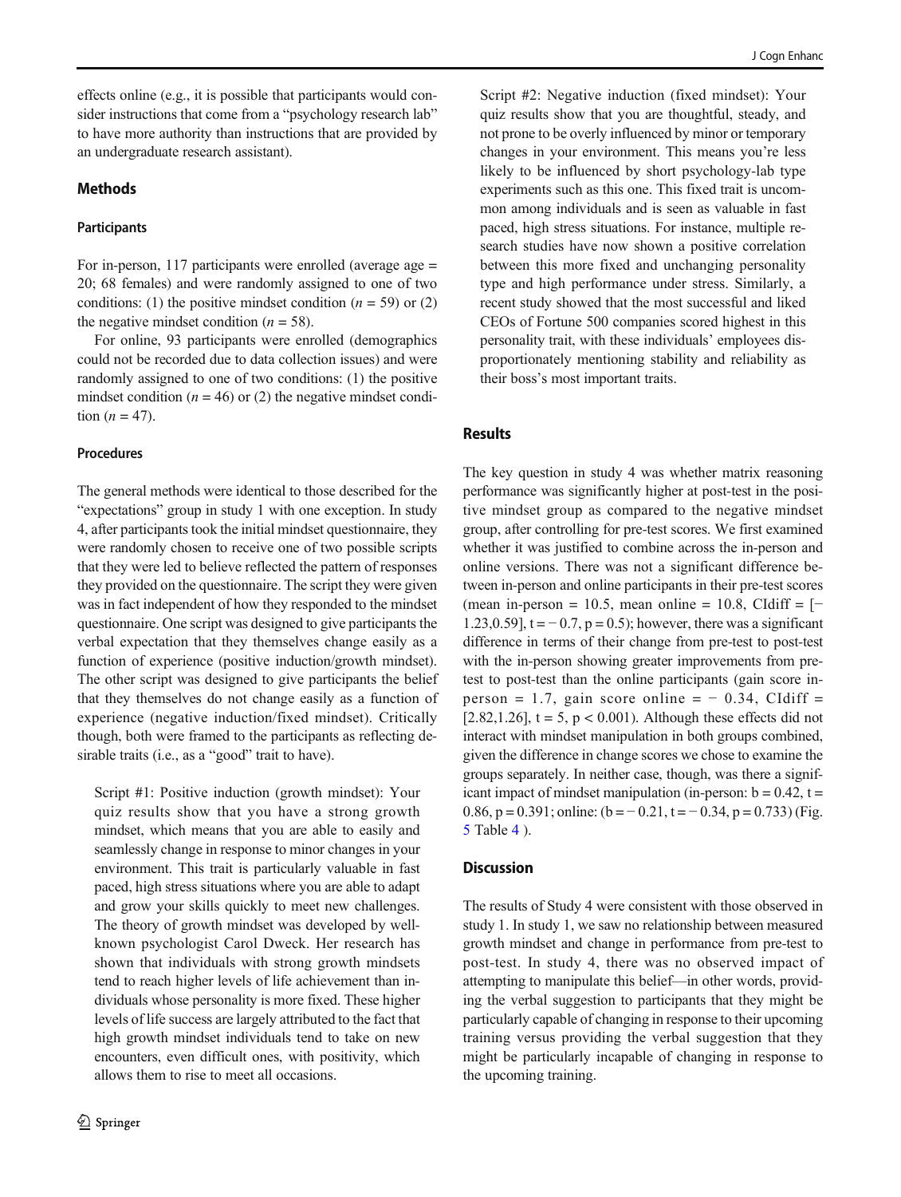effects online (e.g., it is possible that participants would consider instructions that come from a "psychology research lab" to have more authority than instructions that are provided by an undergraduate research assistant).

## Methods

### Participants

For in-person, 117 participants were enrolled (average age = 20; 68 females) and were randomly assigned to one of two conditions: (1) the positive mindset condition ($n = 59$) or (2) the negative mindset condition ($n = 58$).

For online, 93 participants were enrolled (demographics could not be recorded due to data collection issues) and were randomly assigned to one of two conditions: (1) the positive mindset condition ($n = 46$) or (2) the negative mindset condition ($n = 47$).

### Procedures

The general methods were identical to those described for the "expectations" group in study 1 with one exception. In study 4, after participants took the initial mindset questionnaire, they were randomly chosen to receive one of two possible scripts that they were led to believe reflected the pattern of responses they provided on the questionnaire. The script they were given was in fact independent of how they responded to the mindset questionnaire. One script was designed to give participants the verbal expectation that they themselves change easily as a function of experience (positive induction/growth mindset). The other script was designed to give participants the belief that they themselves do not change easily as a function of experience (negative induction/fixed mindset). Critically though, both were framed to the participants as reflecting desirable traits (i.e., as a "good" trait to have).

> Script #1: Positive induction (growth mindset): Your quiz results show that you have a strong growth mindset, which means that you are able to easily and seamlessly change in response to minor changes in your environment. This trait is particularly valuable in fast paced, high stress situations where you are able to adapt and grow your skills quickly to meet new challenges. The theory of growth mindset was developed by well-known psychologist Carol Dweck. Her research has shown that individuals with strong growth mindsets tend to reach higher levels of life achievement than individuals whose personality is more fixed. These higher levels of life success are largely attributed to the fact that high growth mindset individuals tend to take on new encounters, even difficult ones, with positivity, which allows them to rise to meet all occasions.

> Script #2: Negative induction (fixed mindset): Your quiz results show that you are thoughtful, steady, and not prone to be overly influenced by minor or temporary changes in your environment. This means you're less likely to be influenced by short psychology-lab type experiments such as this one. This fixed trait is uncommon among individuals and is seen as valuable in fast paced, high stress situations. For instance, multiple research studies have now shown a positive correlation between this more fixed and unchanging personality type and high performance under stress. Similarly, a recent study showed that the most successful and liked CEOs of Fortune 500 companies scored highest in this personality trait, with these individuals' employees disproportionately mentioning stability and reliability as their boss's most important traits.

## Results

The key question in study 4 was whether matrix reasoning performance was significantly higher at post-test in the positive mindset group as compared to the negative mindset group, after controlling for pre-test scores. We first examined whether it was justified to combine across the in-person and online versions. There was not a significant difference between in-person and online participants in their pre-test scores (mean in-person = 10.5, mean online = 10.8, CIdiff = [−1.23,0.59], $t = -0.7$, $p = 0.5$); however, there was a significant difference in terms of their change from pre-test to post-test with the in-person showing greater improvements from pre-test to post-test than the online participants (gain score in-person = 1.7, gain score online = − 0.34, CIdiff = [2.82,1.26], $t = 5$, $p < 0.001$). Although these effects did not interact with mindset manipulation in both groups combined, given the difference in change scores we chose to examine the groups separately. In neither case, though, was there a significant impact of mindset manipulation (in-person: $b = 0.42$, $t = 0.86$, $p = 0.391$; online: ($b = -0.21$, $t = -0.34$, $p = 0.733$) (Fig. 5 Table 4 ).

## Discussion

The results of Study 4 were consistent with those observed in study 1. In study 1, we saw no relationship between measured growth mindset and change in performance from pre-test to post-test. In study 4, there was no observed impact of attempting to manipulate this belief—in other words, providing the verbal suggestion to participants that they might be particularly capable of changing in response to their upcoming training versus providing the verbal suggestion that they might be particularly incapable of changing in response to the upcoming training.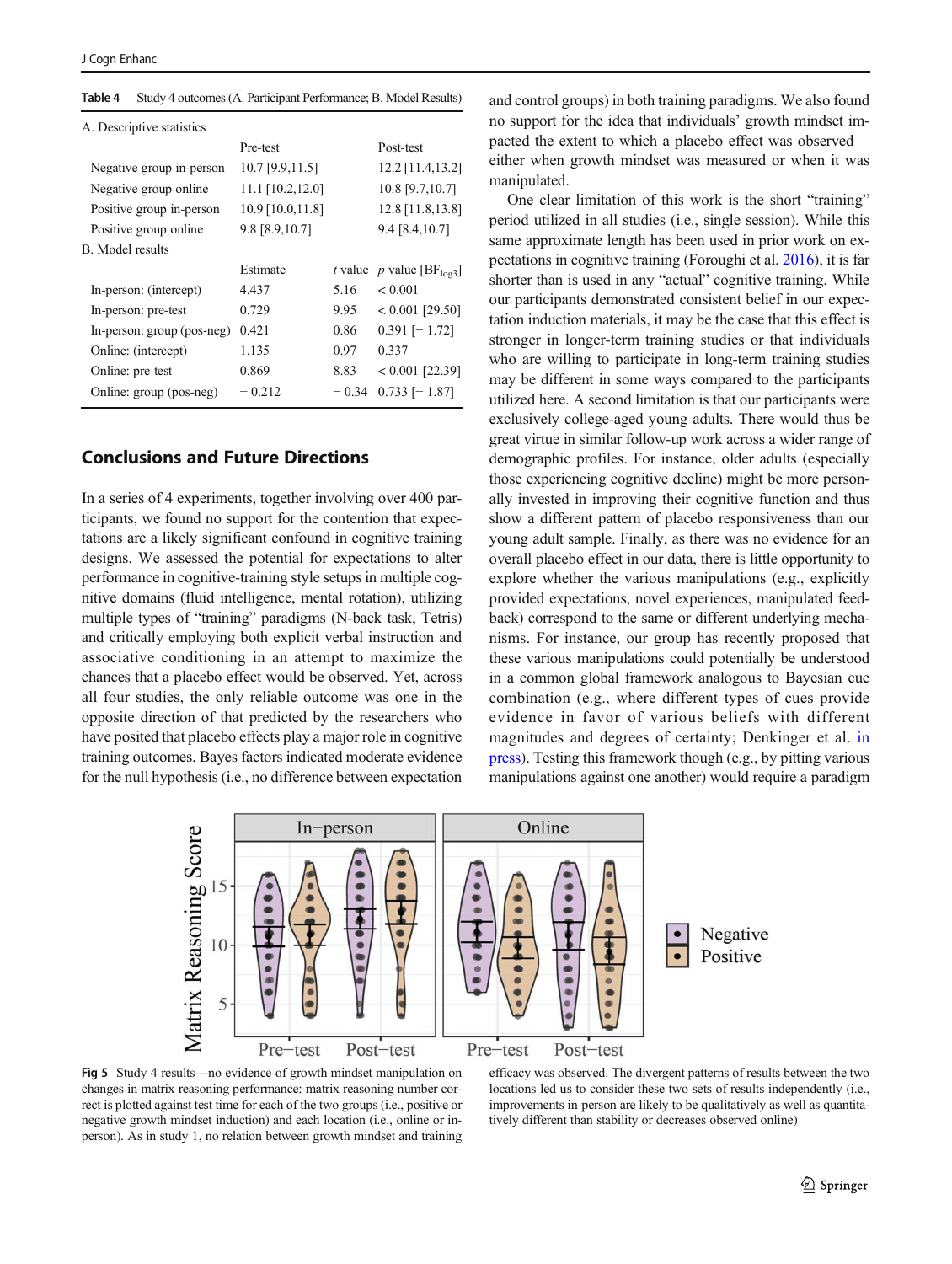Table 4 Study 4 outcomes (A. Participant Performance; B. Model Results)

| A. Descriptive statistics | | | |
|---|---|---|---|
| | Pre-test | | Post-test |
| Negative group in-person | 10.7 [9.9,11.5] | | 12.2 [11.4,13.2] |
| Negative group online | 11.1 [10.2,12.0] | | 10.8 [9.7,10.7] |
| Positive group in-person | 10.9 [10.0,11.8] | | 12.8 [11.8,13.8] |
| Positive group online | 9.8 [8.9,10.7] | | 9.4 [8.4,10.7] |
| B. Model results | | | |
| | Estimate | $t$ value | $p$ value [$BF_{log3}$] |
| In-person: (intercept) | 4.437 | 5.16 | < 0.001 |
| In-person: pre-test | 0.729 | 9.95 | < 0.001 [29.50] |
| In-person: group (pos-neg) | 0.421 | 0.86 | 0.391 [− 1.72] |
| Online: (intercept) | 1.135 | 0.97 | 0.337 |
| Online: pre-test | 0.869 | 8.83 | < 0.001 [22.39] |
| Online: group (pos-neg) | − 0.212 | − 0.34 | 0.733 [− 1.87] |

## Conclusions and Future Directions

In a series of 4 experiments, together involving over 400 participants, we found no support for the contention that expectations are a likely significant confound in cognitive training designs. We assessed the potential for expectations to alter performance in cognitive-training style setups in multiple cognitive domains (fluid intelligence, mental rotation), utilizing multiple types of "training" paradigms (N-back task, Tetris) and critically employing both explicit verbal instruction and associative conditioning in an attempt to maximize the chances that a placebo effect would be observed. Yet, across all four studies, the only reliable outcome was one in the opposite direction of that predicted by the researchers who have posited that placebo effects play a major role in cognitive training outcomes. Bayes factors indicated moderate evidence for the null hypothesis (i.e., no difference between expectation and control groups) in both training paradigms. We also found no support for the idea that individuals' growth mindset impacted the extent to which a placebo effect was observed—either when growth mindset was measured or when it was manipulated.

One clear limitation of this work is the short "training" period utilized in all studies (i.e., single session). While this same approximate length has been used in prior work on expectations in cognitive training (Foroughi et al. 2016), it is far shorter than is used in any "actual" cognitive training. While our participants demonstrated consistent belief in our expectation induction materials, it may be the case that this effect is stronger in longer-term training studies or that individuals who are willing to participate in long-term training studies may be different in some ways compared to the participants utilized here. A second limitation is that our participants were exclusively college-aged young adults. There would thus be great virtue in similar follow-up work across a wider range of demographic profiles. For instance, older adults (especially those experiencing cognitive decline) might be more personally invested in improving their cognitive function and thus show a different pattern of placebo responsiveness than our young adult sample. Finally, as there was no evidence for an overall placebo effect in our data, there is little opportunity to explore whether the various manipulations (e.g., explicitly provided expectations, novel experiences, manipulated feedback) correspond to the same or different underlying mechanisms. For instance, our group has recently proposed that these various manipulations could potentially be understood in a common global framework analogous to Bayesian cue combination (e.g., where different types of cues provide evidence in favor of various beliefs with different magnitudes and degrees of certainty; Denkinger et al. in press). Testing this framework though (e.g., by pitting various manipulations against one another) would require a paradigm

Fig 5 Study 4 results—no evidence of growth mindset manipulation on changes in matrix reasoning performance: matrix reasoning number correct is plotted against test time for each of the two groups (i.e., positive or negative growth mindset induction) and each location (i.e., online or in-person). As in study 1, no relation between growth mindset and training efficacy was observed. The divergent patterns of results between the two locations led us to consider these two sets of results independently (i.e., improvements in-person are likely to be qualitatively as well as quantitatively different than stability or decreases observed online)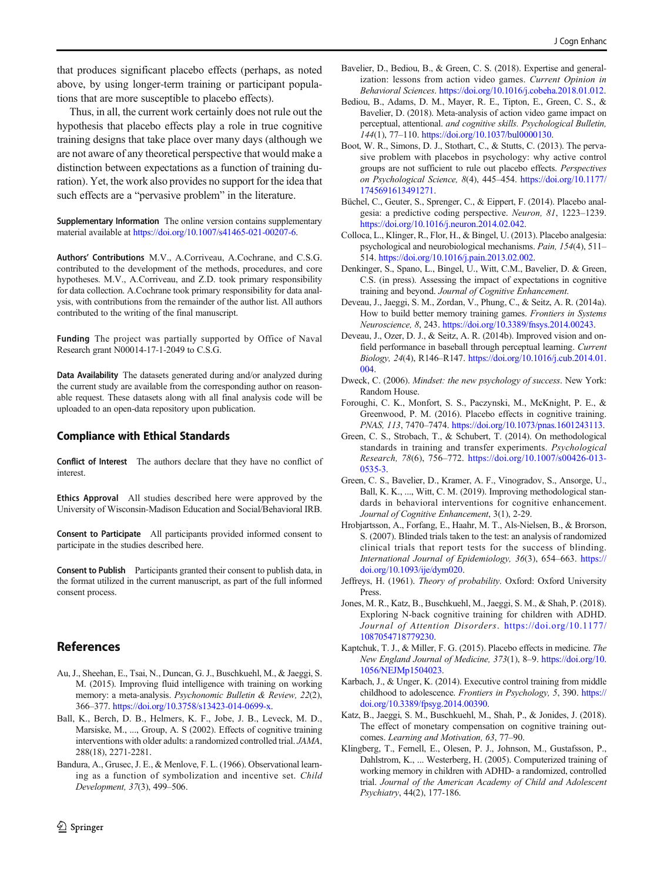that produces significant placebo effects (perhaps, as noted above, by using longer-term training or participant populations that are more susceptible to placebo effects).

Thus, in all, the current work certainly does not rule out the hypothesis that placebo effects play a role in true cognitive training designs that take place over many days (although we are not aware of any theoretical perspective that would make a distinction between expectations as a function of training duration). Yet, the work also provides no support for the idea that such effects are a "pervasive problem" in the literature.

**Supplementary Information** The online version contains supplementary material available at https://doi.org/10.1007/s41465-021-00207-6.

**Authors' Contributions** M.V., A.Corriveau, A.Cochrane, and C.S.G. contributed to the development of the methods, procedures, and core hypotheses. M.V., A.Corriveau, and Z.D. took primary responsibility for data collection. A.Cochrane took primary responsibility for data analysis, with contributions from the remainder of the author list. All authors contributed to the writing of the final manuscript.

**Funding** The project was partially supported by Office of Naval Research grant N00014-17-1-2049 to C.S.G.

**Data Availability** The datasets generated during and/or analyzed during the current study are available from the corresponding author on reasonable request. These datasets along with all final analysis code will be uploaded to an open-data repository upon publication.

## Compliance with Ethical Standards

**Conflict of Interest** The authors declare that they have no conflict of interest.

**Ethics Approval** All studies described here were approved by the University of Wisconsin-Madison Education and Social/Behavioral IRB.

**Consent to Participate** All participants provided informed consent to participate in the studies described here.

**Consent to Publish** Participants granted their consent to publish data, in the format utilized in the current manuscript, as part of the full informed consent process.

## References

Au, J., Sheehan, E., Tsai, N., Duncan, G. J., Buschkuehl, M., & Jaeggi, S. M. (2015). Improving fluid intelligence with training on working memory: a meta-analysis. *Psychonomic Bulletin & Review, 22*(2), 366–377. https://doi.org/10.3758/s13423-014-0699-x.

Ball, K., Berch, D. B., Helmers, K. F., Jobe, J. B., Leveck, M. D., Marsiske, M., ..., Group, A. S (2002). Effects of cognitive training interventions with older adults: a randomized controlled trial. *JAMA*, 288(18), 2271-2281.

Bandura, A., Grusec, J. E., & Menlove, F. L. (1966). Observational learning as a function of symbolization and incentive set. *Child Development, 37*(3), 499–506.

Bavelier, D., Bediou, B., & Green, C. S. (2018). Expertise and generalization: lessons from action video games. *Current Opinion in Behavioral Sciences*. https://doi.org/10.1016/j.cobeha.2018.01.012.

Bediou, B., Adams, D. M., Mayer, R. E., Tipton, E., Green, C. S., & Bavelier, D. (2018). Meta-analysis of action video game impact on perceptual, attentional. *and cognitive skills. Psychological Bulletin, 144*(1), 77–110. https://doi.org/10.1037/bul0000130.

Boot, W. R., Simons, D. J., Stothart, C., & Stutts, C. (2013). The pervasive problem with placebos in psychology: why active control groups are not sufficient to rule out placebo effects. *Perspectives on Psychological Science, 8*(4), 445–454. https://doi.org/10.1177/1745691613491271.

Büchel, C., Geuter, S., Sprenger, C., & Eippert, F. (2014). Placebo analgesia: a predictive coding perspective. *Neuron, 81*, 1223–1239. https://doi.org/10.1016/j.neuron.2014.02.042.

Colloca, L., Klinger, R., Flor, H., & Bingel, U. (2013). Placebo analgesia: psychological and neurobiological mechanisms. *Pain, 154*(4), 511–514. https://doi.org/10.1016/j.pain.2013.02.002.

Denkinger, S., Spano, L., Bingel, U., Witt, C.M., Bavelier, D. & Green, C.S. (in press). Assessing the impact of expectations in cognitive training and beyond. *Journal of Cognitive Enhancement*.

Deveau, J., Jaeggi, S. M., Zordan, V., Phung, C., & Seitz, A. R. (2014a). How to build better memory training games. *Frontiers in Systems Neuroscience, 8*, 243. https://doi.org/10.3389/fnsys.2014.00243.

Deveau, J., Ozer, D. J., & Seitz, A. R. (2014b). Improved vision and on-field performance in baseball through perceptual learning. *Current Biology, 24*(4), R146–R147. https://doi.org/10.1016/j.cub.2014.01.004.

Dweck, C. (2006). *Mindset: the new psychology of success*. New York: Random House.

Foroughi, C. K., Monfort, S. S., Paczynski, M., McKnight, P. E., & Greenwood, P. M. (2016). Placebo effects in cognitive training. *PNAS, 113*, 7470–7474. https://doi.org/10.1073/pnas.1601243113.

Green, C. S., Strobach, T., & Schubert, T. (2014). On methodological standards in training and transfer experiments. *Psychological Research, 78*(6), 756–772. https://doi.org/10.1007/s00426-013-0535-3.

Green, C. S., Bavelier, D., Kramer, A. F., Vinogradov, S., Ansorge, U., Ball, K. K., ..., Witt, C. M. (2019). Improving methodological standards in behavioral interventions for cognitive enhancement. *Journal of Cognitive Enhancement*, 3(1), 2-29.

Hrobjartsson, A., Forfang, E., Haahr, M. T., Als-Nielsen, B., & Brorson, S. (2007). Blinded trials taken to the test: an analysis of randomized clinical trials that report tests for the success of blinding. *International Journal of Epidemiology, 36*(3), 654–663. https://doi.org/10.1093/ije/dym020.

Jeffreys, H. (1961). *Theory of probability*. Oxford: Oxford University Press.

Jones, M. R., Katz, B., Buschkuehl, M., Jaeggi, S. M., & Shah, P. (2018). Exploring N-back cognitive training for children with ADHD. *Journal of Attention Disorders*. https://doi.org/10.1177/1087054718779230.

Kaptchuk, T. J., & Miller, F. G. (2015). Placebo effects in medicine. *The New England Journal of Medicine, 373*(1), 8–9. https://doi.org/10.1056/NEJMp1504023.

Karbach, J., & Unger, K. (2014). Executive control training from middle childhood to adolescence. *Frontiers in Psychology, 5*, 390. https://doi.org/10.3389/fpsyg.2014.00390.

Katz, B., Jaeggi, S. M., Buschkuehl, M., Shah, P., & Jonides, J. (2018). The effect of monetary compensation on cognitive training outcomes. *Learning and Motivation, 63*, 77–90.

Klingberg, T., Fernell, E., Olesen, P. J., Johnson, M., Gustafsson, P., Dahlstrom, K., ... Westerberg, H. (2005). Computerized training of working memory in children with ADHD- a randomized, controlled trial. *Journal of the American Academy of Child and Adolescent Psychiatry*, 44(2), 177-186.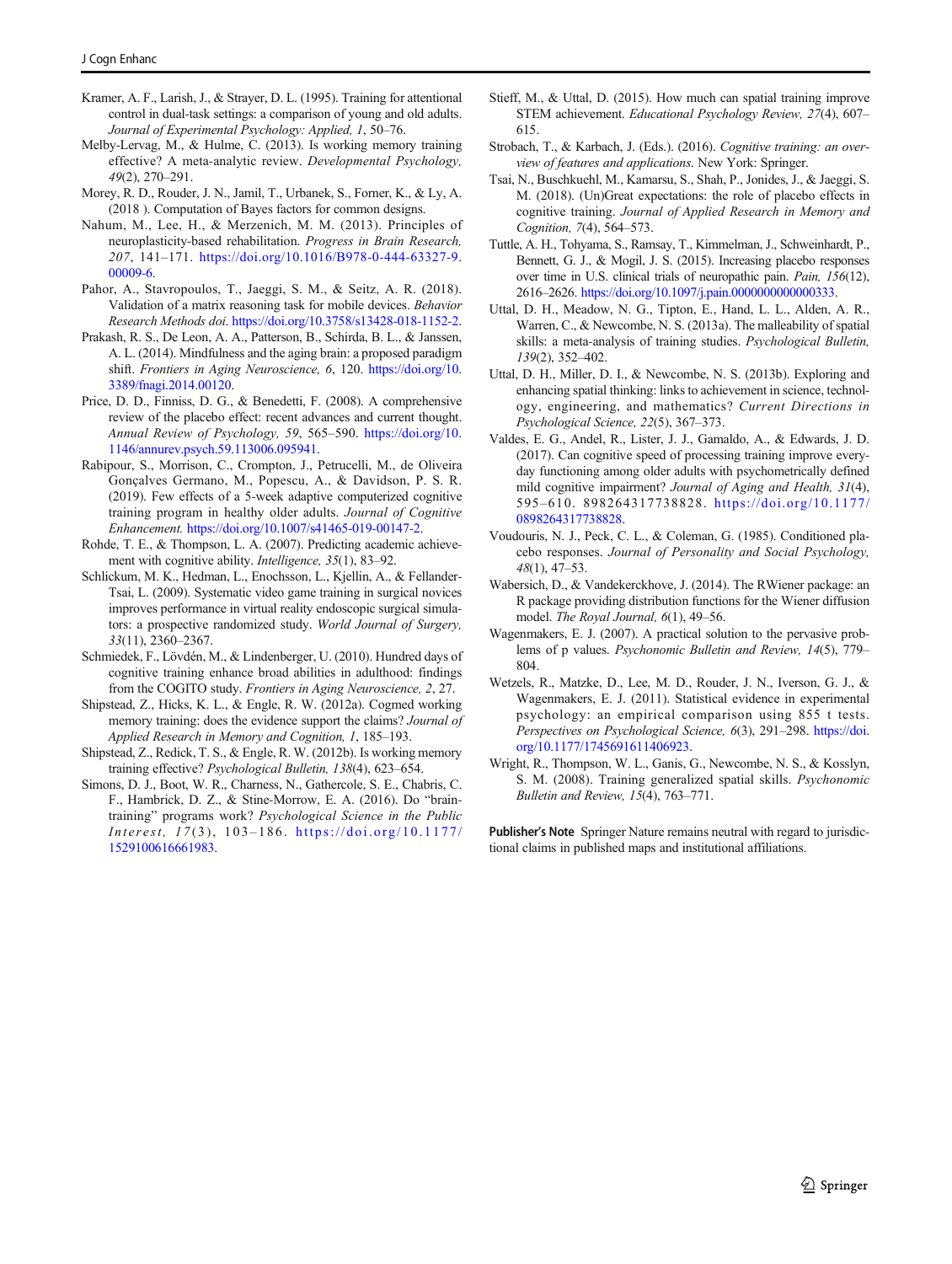Kramer, A. F., Larish, J., & Strayer, D. L. (1995). Training for attentional control in dual-task settings: a comparison of young and old adults. *Journal of Experimental Psychology: Applied, 1*, 50–76.

Melby-Lervag, M., & Hulme, C. (2013). Is working memory training effective? A meta-analytic review. *Developmental Psychology, 49*(2), 270–291.

Morey, R. D., Rouder, J. N., Jamil, T., Urbanek, S., Forner, K., & Ly, A. (2018 ). Computation of Bayes factors for common designs.

Nahum, M., Lee, H., & Merzenich, M. M. (2013). Principles of neuroplasticity-based rehabilitation. *Progress in Brain Research, 207*, 141–171. https://doi.org/10.1016/B978-0-444-63327-9.00009-6.

Pahor, A., Stavropoulos, T., Jaeggi, S. M., & Seitz, A. R. (2018). Validation of a matrix reasoning task for mobile devices. *Behavior Research Methods doi*. https://doi.org/10.3758/s13428-018-1152-2.

Prakash, R. S., De Leon, A. A., Patterson, B., Schirda, B. L., & Janssen, A. L. (2014). Mindfulness and the aging brain: a proposed paradigm shift. *Frontiers in Aging Neuroscience, 6*, 120. https://doi.org/10.3389/fnagi.2014.00120.

Price, D. D., Finniss, D. G., & Benedetti, F. (2008). A comprehensive review of the placebo effect: recent advances and current thought. *Annual Review of Psychology, 59*, 565–590. https://doi.org/10.1146/annurev.psych.59.113006.095941.

Rabipour, S., Morrison, C., Crompton, J., Petrucelli, M., de Oliveira Gonçalves Germano, M., Popescu, A., & Davidson, P. S. R. (2019). Few effects of a 5-week adaptive computerized cognitive training program in healthy older adults. *Journal of Cognitive Enhancement*. https://doi.org/10.1007/s41465-019-00147-2.

Rohde, T. E., & Thompson, L. A. (2007). Predicting academic achievement with cognitive ability. *Intelligence, 35*(1), 83–92.

Schlickum, M. K., Hedman, L., Enochsson, L., Kjellin, A., & Fellander-Tsai, L. (2009). Systematic video game training in surgical novices improves performance in virtual reality endoscopic surgical simulators: a prospective randomized study. *World Journal of Surgery, 33*(11), 2360–2367.

Schmiedek, F., Lövdén, M., & Lindenberger, U. (2010). Hundred days of cognitive training enhance broad abilities in adulthood: findings from the COGITO study. *Frontiers in Aging Neuroscience, 2*, 27.

Shipstead, Z., Hicks, K. L., & Engle, R. W. (2012a). Cogmed working memory training: does the evidence support the claims? *Journal of Applied Research in Memory and Cognition, 1*, 185–193.

Shipstead, Z., Redick, T. S., & Engle, R. W. (2012b). Is working memory training effective? *Psychological Bulletin, 138*(4), 623–654.

Simons, D. J., Boot, W. R., Charness, N., Gathercole, S. E., Chabris, C. F., Hambrick, D. Z., & Stine-Morrow, E. A. (2016). Do "brain-training" programs work? *Psychological Science in the Public Interest, 17*(3), 103–186. https://doi.org/10.1177/1529100616661983.

Stieff, M., & Uttal, D. (2015). How much can spatial training improve STEM achievement. *Educational Psychology Review, 27*(4), 607–615.

Strobach, T., & Karbach, J. (Eds.). (2016). *Cognitive training: an overview of features and applications*. New York: Springer.

Tsai, N., Buschkuehl, M., Kamarsu, S., Shah, P., Jonides, J., & Jaeggi, S. M. (2018). (Un)Great expectations: the role of placebo effects in cognitive training. *Journal of Applied Research in Memory and Cognition, 7*(4), 564–573.

Tuttle, A. H., Tohyama, S., Ramsay, T., Kimmelman, J., Schweinhardt, P., Bennett, G. J., & Mogil, J. S. (2015). Increasing placebo responses over time in U.S. clinical trials of neuropathic pain. *Pain, 156*(12), 2616–2626. https://doi.org/10.1097/j.pain.0000000000000333.

Uttal, D. H., Meadow, N. G., Tipton, E., Hand, L. L., Alden, A. R., Warren, C., & Newcombe, N. S. (2013a). The malleability of spatial skills: a meta-analysis of training studies. *Psychological Bulletin, 139*(2), 352–402.

Uttal, D. H., Miller, D. I., & Newcombe, N. S. (2013b). Exploring and enhancing spatial thinking: links to achievement in science, technology, engineering, and mathematics? *Current Directions in Psychological Science, 22*(5), 367–373.

Valdes, E. G., Andel, R., Lister, J. J., Gamaldo, A., & Edwards, J. D. (2017). Can cognitive speed of processing training improve everyday functioning among older adults with psychometrically defined mild cognitive impairment? *Journal of Aging and Health, 31*(4), 595–610. 898264317738828. https://doi.org/10.1177/0898264317738828.

Voudouris, N. J., Peck, C. L., & Coleman, G. (1985). Conditioned placebo responses. *Journal of Personality and Social Psychology, 48*(1), 47–53.

Wabersich, D., & Vandekerckhove, J. (2014). The RWiener package: an R package providing distribution functions for the Wiener diffusion model. *The Royal Journal, 6*(1), 49–56.

Wagenmakers, E. J. (2007). A practical solution to the pervasive problems of p values. *Psychonomic Bulletin and Review, 14*(5), 779–804.

Wetzels, R., Matzke, D., Lee, M. D., Rouder, J. N., Iverson, G. J., & Wagenmakers, E. J. (2011). Statistical evidence in experimental psychology: an empirical comparison using 855 t tests. *Perspectives on Psychological Science, 6*(3), 291–298. https://doi.org/10.1177/1745691611406923.

Wright, R., Thompson, W. L., Ganis, G., Newcombe, N. S., & Kosslyn, S. M. (2008). Training generalized spatial skills. *Psychonomic Bulletin and Review, 15*(4), 763–771.

**Publisher's Note** Springer Nature remains neutral with regard to jurisdictional claims in published maps and institutional affiliations.